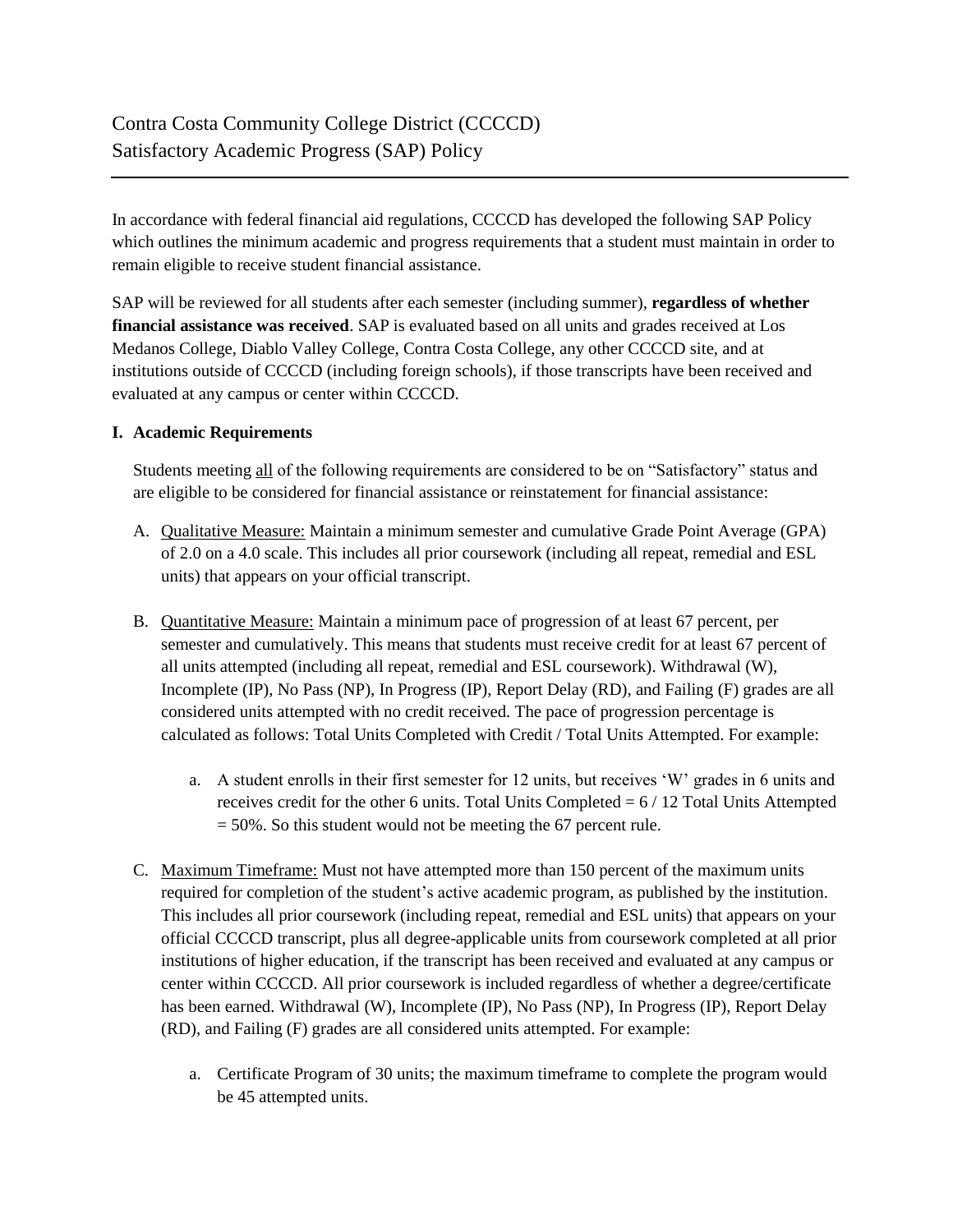# Contra Costa Community College District (CCCCD)
# Satisfactory Academic Progress (SAP) Policy

In accordance with federal financial aid regulations, CCCCD has developed the following SAP Policy which outlines the minimum academic and progress requirements that a student must maintain in order to remain eligible to receive student financial assistance.

SAP will be reviewed for all students after each semester (including summer), **regardless of whether financial assistance was received**. SAP is evaluated based on all units and grades received at Los Medanos College, Diablo Valley College, Contra Costa College, any other CCCCD site, and at institutions outside of CCCCD (including foreign schools), if those transcripts have been received and evaluated at any campus or center within CCCCD.

## I. Academic Requirements

Students meeting <u>all</u> of the following requirements are considered to be on "Satisfactory" status and are eligible to be considered for financial assistance or reinstatement for financial assistance:

A. <u>Qualitative Measure:</u> Maintain a minimum semester and cumulative Grade Point Average (GPA) of 2.0 on a 4.0 scale. This includes all prior coursework (including all repeat, remedial and ESL units) that appears on your official transcript.

B. <u>Quantitative Measure:</u> Maintain a minimum pace of progression of at least 67 percent, per semester and cumulatively. This means that students must receive credit for at least 67 percent of all units attempted (including all repeat, remedial and ESL coursework). Withdrawal (W), Incomplete (IP), No Pass (NP), In Progress (IP), Report Delay (RD), and Failing (F) grades are all considered units attempted with no credit received. The pace of progression percentage is calculated as follows: Total Units Completed with Credit / Total Units Attempted. For example:

   a. A student enrolls in their first semester for 12 units, but receives 'W' grades in 6 units and receives credit for the other 6 units. Total Units Completed = 6 / 12 Total Units Attempted = 50%. So this student would not be meeting the 67 percent rule.

C. <u>Maximum Timeframe:</u> Must not have attempted more than 150 percent of the maximum units required for completion of the student's active academic program, as published by the institution. This includes all prior coursework (including repeat, remedial and ESL units) that appears on your official CCCCD transcript, plus all degree-applicable units from coursework completed at all prior institutions of higher education, if the transcript has been received and evaluated at any campus or center within CCCCD. All prior coursework is included regardless of whether a degree/certificate has been earned. Withdrawal (W), Incomplete (IP), No Pass (NP), In Progress (IP), Report Delay (RD), and Failing (F) grades are all considered units attempted. For example:

   a. Certificate Program of 30 units; the maximum timeframe to complete the program would be 45 attempted units.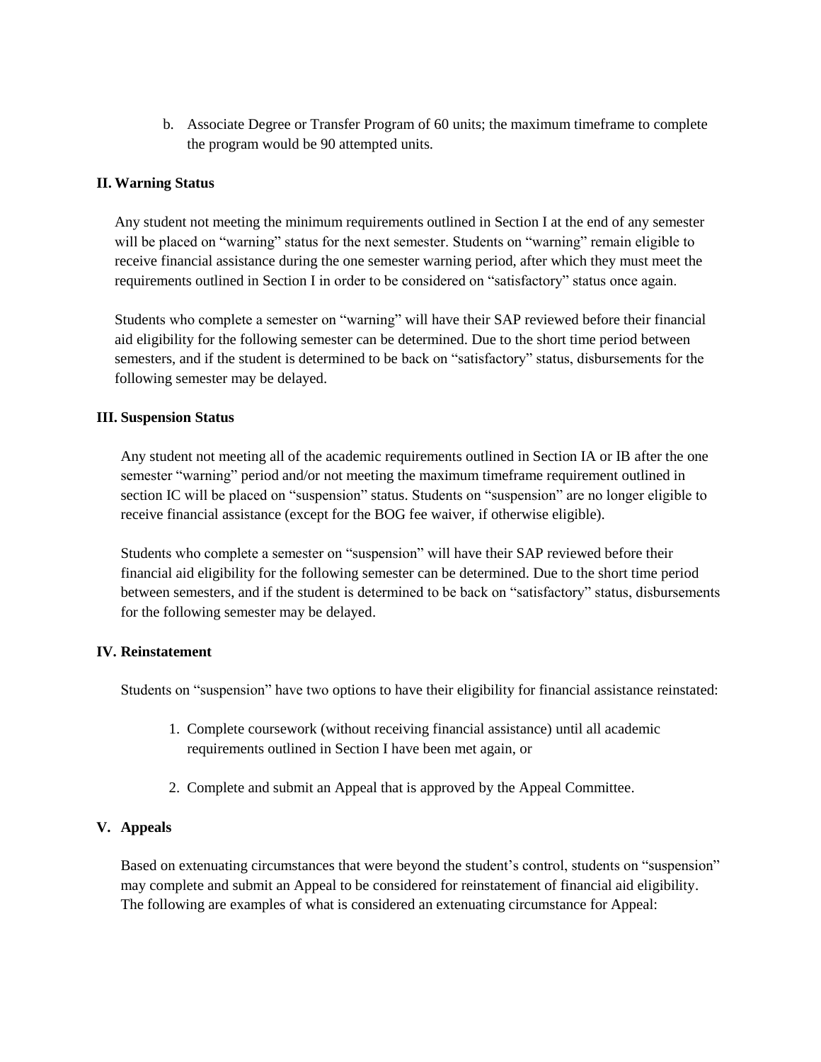b. Associate Degree or Transfer Program of 60 units; the maximum timeframe to complete the program would be 90 attempted units.

## II. Warning Status

Any student not meeting the minimum requirements outlined in Section I at the end of any semester will be placed on "warning" status for the next semester. Students on "warning" remain eligible to receive financial assistance during the one semester warning period, after which they must meet the requirements outlined in Section I in order to be considered on "satisfactory" status once again.

Students who complete a semester on "warning" will have their SAP reviewed before their financial aid eligibility for the following semester can be determined. Due to the short time period between semesters, and if the student is determined to be back on "satisfactory" status, disbursements for the following semester may be delayed.

## III. Suspension Status

Any student not meeting all of the academic requirements outlined in Section IA or IB after the one semester "warning" period and/or not meeting the maximum timeframe requirement outlined in section IC will be placed on "suspension" status. Students on "suspension" are no longer eligible to receive financial assistance (except for the BOG fee waiver, if otherwise eligible).

Students who complete a semester on "suspension" will have their SAP reviewed before their financial aid eligibility for the following semester can be determined. Due to the short time period between semesters, and if the student is determined to be back on "satisfactory" status, disbursements for the following semester may be delayed.

## IV. Reinstatement

Students on "suspension" have two options to have their eligibility for financial assistance reinstated:

1. Complete coursework (without receiving financial assistance) until all academic requirements outlined in Section I have been met again, or

2. Complete and submit an Appeal that is approved by the Appeal Committee.

## V. Appeals

Based on extenuating circumstances that were beyond the student's control, students on "suspension" may complete and submit an Appeal to be considered for reinstatement of financial aid eligibility. The following are examples of what is considered an extenuating circumstance for Appeal: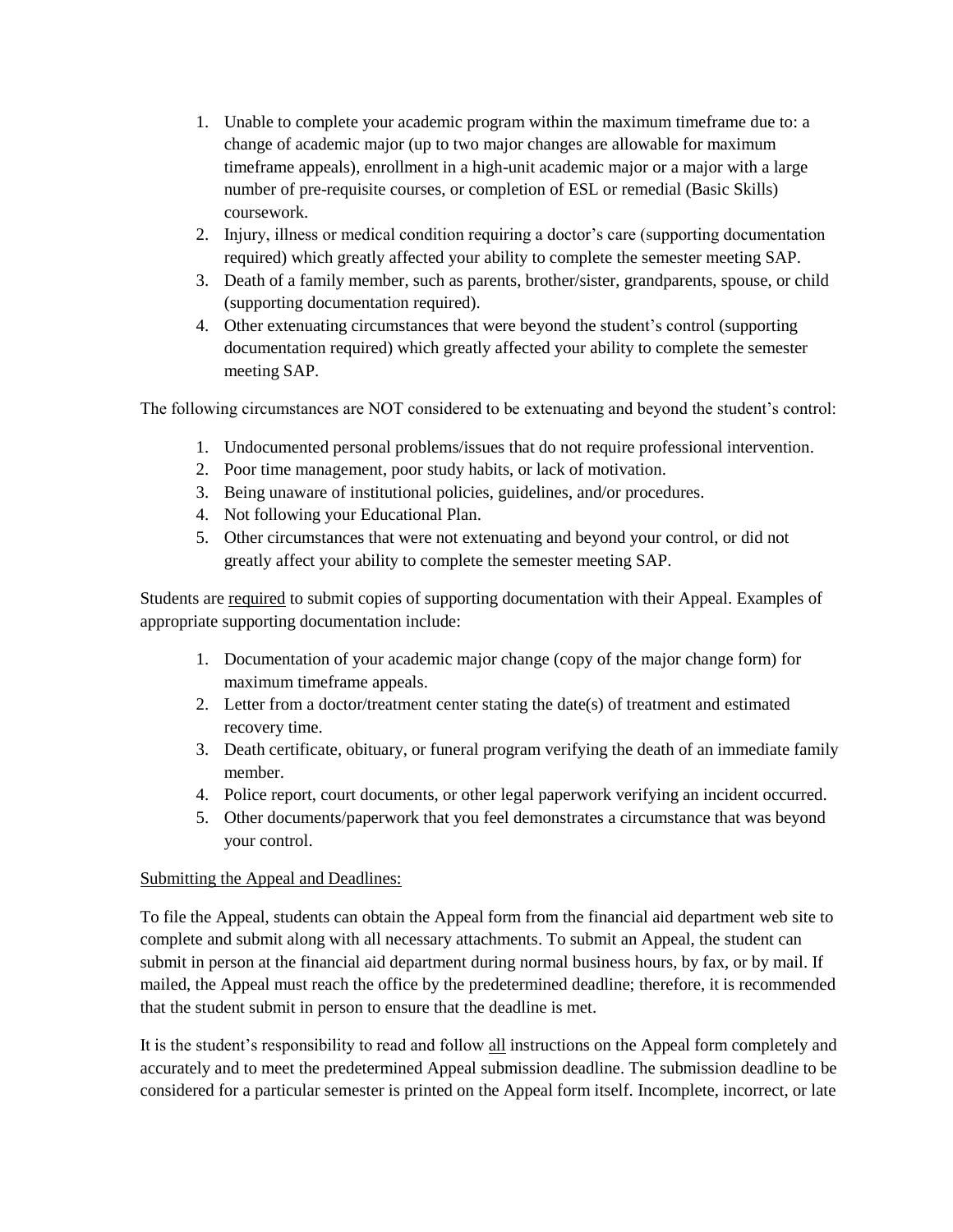1. Unable to complete your academic program within the maximum timeframe due to: a change of academic major (up to two major changes are allowable for maximum timeframe appeals), enrollment in a high-unit academic major or a major with a large number of pre-requisite courses, or completion of ESL or remedial (Basic Skills) coursework.
2. Injury, illness or medical condition requiring a doctor's care (supporting documentation required) which greatly affected your ability to complete the semester meeting SAP.
3. Death of a family member, such as parents, brother/sister, grandparents, spouse, or child (supporting documentation required).
4. Other extenuating circumstances that were beyond the student's control (supporting documentation required) which greatly affected your ability to complete the semester meeting SAP.

The following circumstances are NOT considered to be extenuating and beyond the student's control:

1. Undocumented personal problems/issues that do not require professional intervention.
2. Poor time management, poor study habits, or lack of motivation.
3. Being unaware of institutional policies, guidelines, and/or procedures.
4. Not following your Educational Plan.
5. Other circumstances that were not extenuating and beyond your control, or did not greatly affect your ability to complete the semester meeting SAP.

Students are <u>required</u> to submit copies of supporting documentation with their Appeal. Examples of appropriate supporting documentation include:

1. Documentation of your academic major change (copy of the major change form) for maximum timeframe appeals.
2. Letter from a doctor/treatment center stating the date(s) of treatment and estimated recovery time.
3. Death certificate, obituary, or funeral program verifying the death of an immediate family member.
4. Police report, court documents, or other legal paperwork verifying an incident occurred.
5. Other documents/paperwork that you feel demonstrates a circumstance that was beyond your control.

<u>Submitting the Appeal and Deadlines:</u>

To file the Appeal, students can obtain the Appeal form from the financial aid department web site to complete and submit along with all necessary attachments. To submit an Appeal, the student can submit in person at the financial aid department during normal business hours, by fax, or by mail. If mailed, the Appeal must reach the office by the predetermined deadline; therefore, it is recommended that the student submit in person to ensure that the deadline is met.

It is the student's responsibility to read and follow <u>all</u> instructions on the Appeal form completely and accurately and to meet the predetermined Appeal submission deadline. The submission deadline to be considered for a particular semester is printed on the Appeal form itself. Incomplete, incorrect, or late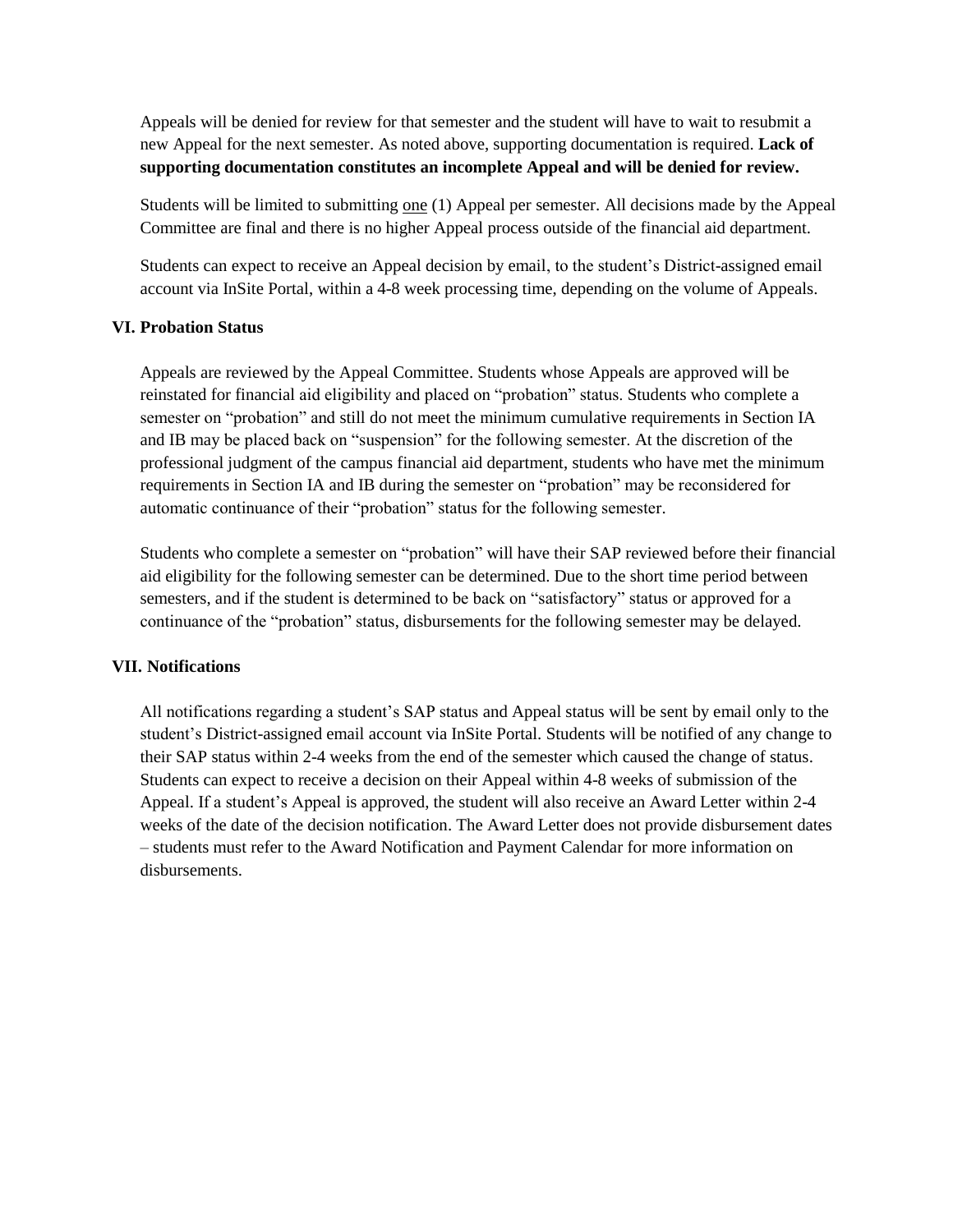Appeals will be denied for review for that semester and the student will have to wait to resubmit a new Appeal for the next semester. As noted above, supporting documentation is required. **Lack of supporting documentation constitutes an incomplete Appeal and will be denied for review.**

Students will be limited to submitting one (1) Appeal per semester. All decisions made by the Appeal Committee are final and there is no higher Appeal process outside of the financial aid department.

Students can expect to receive an Appeal decision by email, to the student's District-assigned email account via InSite Portal, within a 4-8 week processing time, depending on the volume of Appeals.

### VI. Probation Status

Appeals are reviewed by the Appeal Committee. Students whose Appeals are approved will be reinstated for financial aid eligibility and placed on "probation" status. Students who complete a semester on "probation" and still do not meet the minimum cumulative requirements in Section IA and IB may be placed back on "suspension" for the following semester. At the discretion of the professional judgment of the campus financial aid department, students who have met the minimum requirements in Section IA and IB during the semester on "probation" may be reconsidered for automatic continuance of their "probation" status for the following semester.

Students who complete a semester on "probation" will have their SAP reviewed before their financial aid eligibility for the following semester can be determined. Due to the short time period between semesters, and if the student is determined to be back on "satisfactory" status or approved for a continuance of the "probation" status, disbursements for the following semester may be delayed.

### VII. Notifications

All notifications regarding a student's SAP status and Appeal status will be sent by email only to the student's District-assigned email account via InSite Portal. Students will be notified of any change to their SAP status within 2-4 weeks from the end of the semester which caused the change of status. Students can expect to receive a decision on their Appeal within 4-8 weeks of submission of the Appeal. If a student's Appeal is approved, the student will also receive an Award Letter within 2-4 weeks of the date of the decision notification. The Award Letter does not provide disbursement dates – students must refer to the Award Notification and Payment Calendar for more information on disbursements.